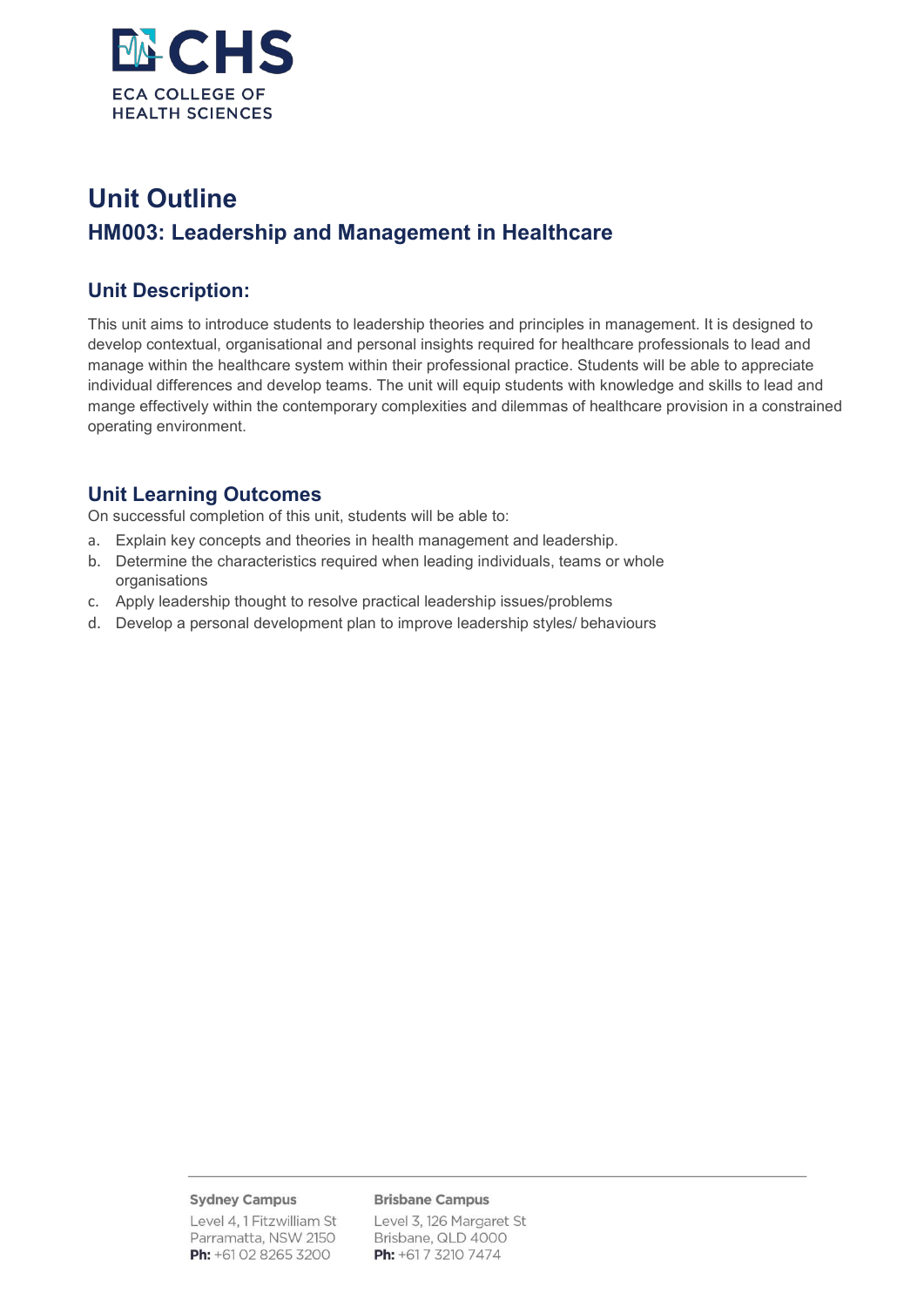# Unit Outline

## HM003: Leadership and Management in Healthcare

### Unit Description:

This unit aims to introduce students to leadership theories and principles in management. It is designed to develop contextual, organisational and personal insights required for healthcare professionals to lead and manage within the healthcare system within their professional practice. Students will be able to appreciate individual differences and develop teams. The unit will equip students with knowledge and skills to lead and mange effectively within the contemporary complexities and dilemmas of healthcare provision in a constrained operating environment.

### Unit Learning Outcomes

On successful completion of this unit, students will be able to:

a. Explain key concepts and theories in health management and leadership.
b. Determine the characteristics required when leading individuals, teams or whole organisations
c. Apply leadership thought to resolve practical leadership issues/problems
d. Develop a personal development plan to improve leadership styles/ behaviours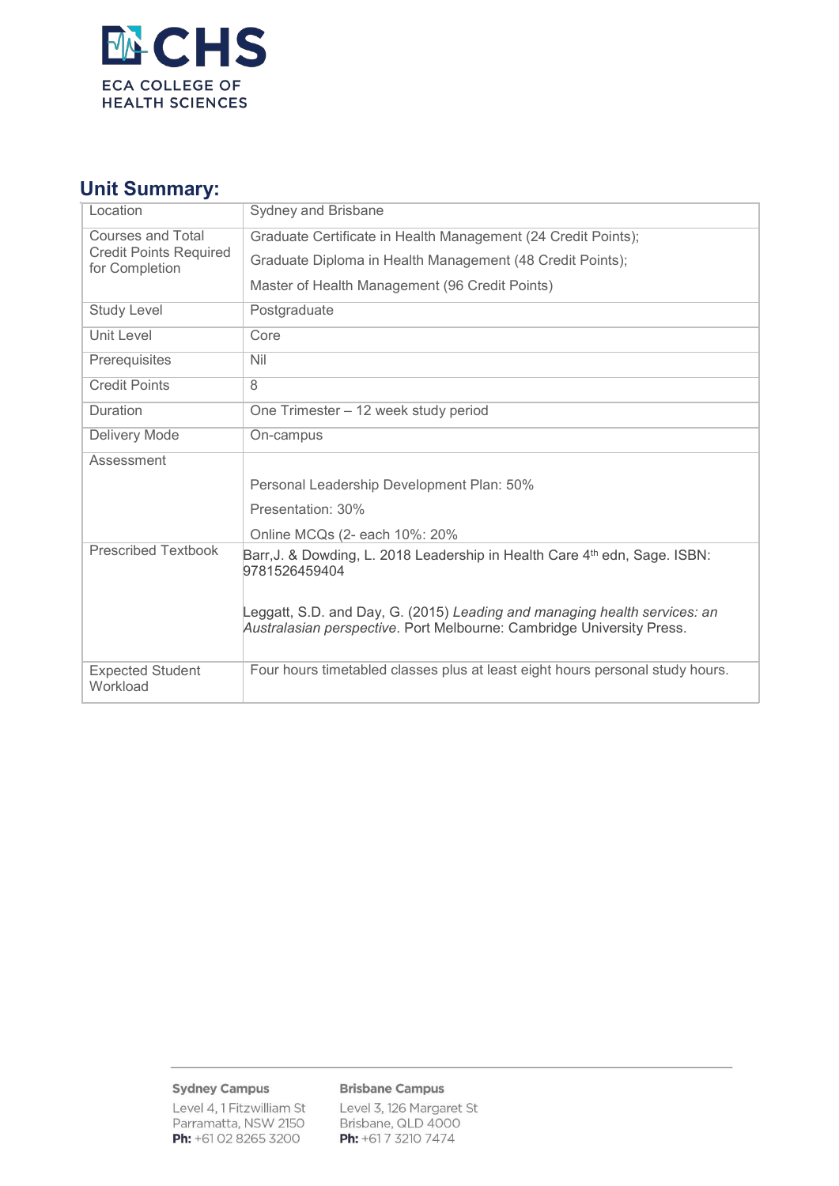## Unit Summary:

| | |
|---|---|
| Location | Sydney and Brisbane |
| Courses and Total Credit Points Required for Completion | Graduate Certificate in Health Management (24 Credit Points);<br>Graduate Diploma in Health Management (48 Credit Points);<br>Master of Health Management (96 Credit Points) |
| Study Level | Postgraduate |
| Unit Level | Core |
| Prerequisites | Nil |
| Credit Points | 8 |
| Duration | One Trimester – 12 week study period |
| Delivery Mode | On-campus |
| Assessment | Personal Leadership Development Plan: 50%<br>Presentation: 30%<br>Online MCQs (2- each 10%: 20% |
| Prescribed Textbook | Barr,J. & Dowding, L. 2018 Leadership in Health Care 4th edn, Sage. ISBN: 9781526459404<br><br>Leggatt, S.D. and Day, G. (2015) *Leading and managing health services: an Australasian perspective*. Port Melbourne: Cambridge University Press. |
| Expected Student Workload | Four hours timetabled classes plus at least eight hours personal study hours. |